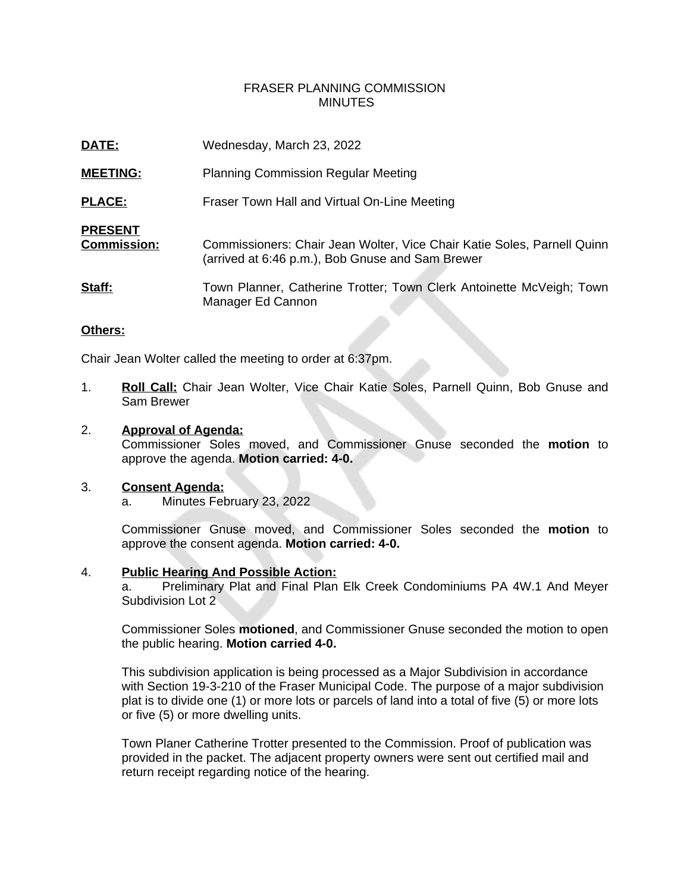FRASER PLANNING COMMISSION
MINUTES

**DATE:** Wednesday, March 23, 2022

**MEETING:** Planning Commission Regular Meeting

**PLACE:** Fraser Town Hall and Virtual On-Line Meeting

**PRESENT**
**Commission:** Commissioners: Chair Jean Wolter, Vice Chair Katie Soles, Parnell Quinn (arrived at 6:46 p.m.), Bob Gnuse and Sam Brewer

**Staff:** Town Planner, Catherine Trotter; Town Clerk Antoinette McVeigh; Town Manager Ed Cannon

**Others:**

Chair Jean Wolter called the meeting to order at 6:37pm.

1. **Roll Call:** Chair Jean Wolter, Vice Chair Katie Soles, Parnell Quinn, Bob Gnuse and Sam Brewer

2. **Approval of Agenda:**
   Commissioner Soles moved, and Commissioner Gnuse seconded the **motion** to approve the agenda. **Motion carried: 4-0.**

3. **Consent Agenda:**
   a. Minutes February 23, 2022

   Commissioner Gnuse moved, and Commissioner Soles seconded the **motion** to approve the consent agenda. **Motion carried: 4-0.**

4. **Public Hearing And Possible Action:**
   a. Preliminary Plat and Final Plan Elk Creek Condominiums PA 4W.1 And Meyer Subdivision Lot 2

   Commissioner Soles **motioned**, and Commissioner Gnuse seconded the motion to open the public hearing. **Motion carried 4-0.**

   This subdivision application is being processed as a Major Subdivision in accordance with Section 19-3-210 of the Fraser Municipal Code. The purpose of a major subdivision plat is to divide one (1) or more lots or parcels of land into a total of five (5) or more lots or five (5) or more dwelling units.

   Town Planer Catherine Trotter presented to the Commission. Proof of publication was provided in the packet. The adjacent property owners were sent out certified mail and return receipt regarding notice of the hearing.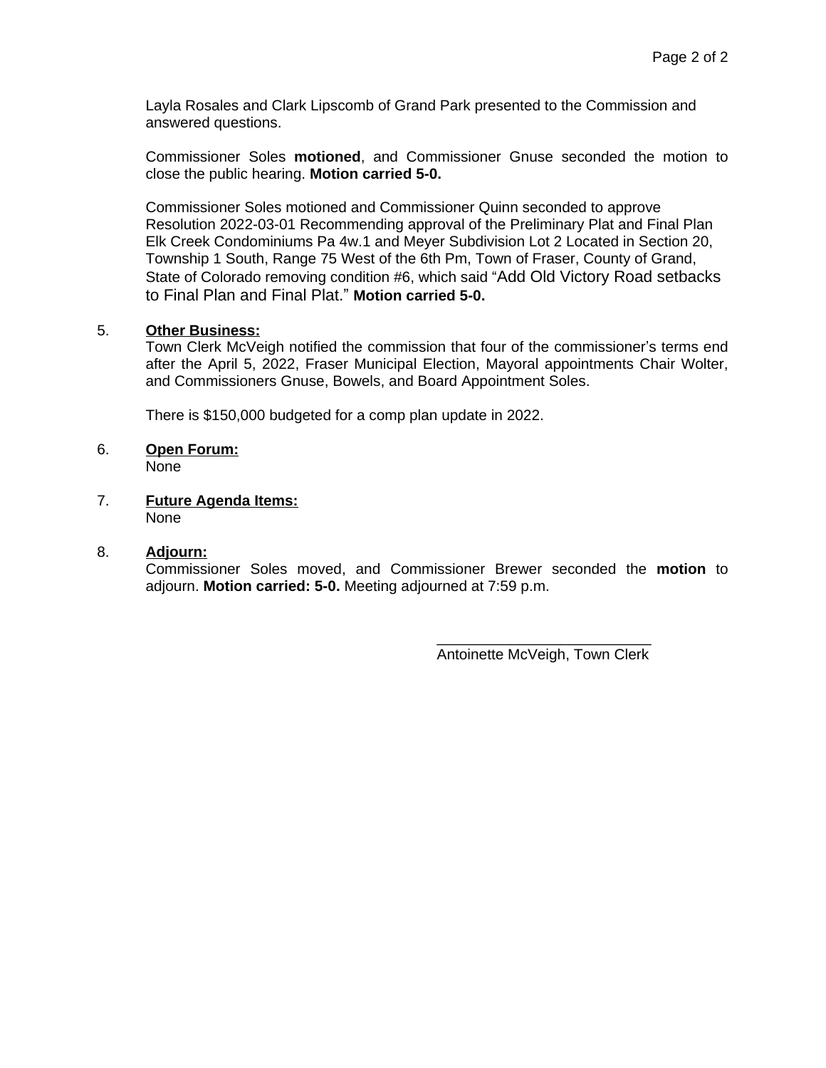Layla Rosales and Clark Lipscomb of Grand Park presented to the Commission and answered questions.

Commissioner Soles **motioned**, and Commissioner Gnuse seconded the motion to close the public hearing. **Motion carried 5-0.**

Commissioner Soles motioned and Commissioner Quinn seconded to approve Resolution 2022-03-01 Recommending approval of the Preliminary Plat and Final Plan Elk Creek Condominiums Pa 4w.1 and Meyer Subdivision Lot 2 Located in Section 20, Township 1 South, Range 75 West of the 6th Pm, Town of Fraser, County of Grand, State of Colorado removing condition #6, which said "Add Old Victory Road setbacks to Final Plan and Final Plat." **Motion carried 5-0.**

5. **Other Business:**

   Town Clerk McVeigh notified the commission that four of the commissioner's terms end after the April 5, 2022, Fraser Municipal Election, Mayoral appointments Chair Wolter, and Commissioners Gnuse, Bowels, and Board Appointment Soles.

   There is $150,000 budgeted for a comp plan update in 2022.

6. **Open Forum:**

   None

7. **Future Agenda Items:**

   None

8. **Adjourn:**

   Commissioner Soles moved, and Commissioner Brewer seconded the **motion** to adjourn. **Motion carried: 5-0.** Meeting adjourned at 7:59 p.m.

\_\_\_\_\_\_\_\_\_\_\_\_\_\_\_\_\_\_\_\_\_\_\_\_\_\_
Antoinette McVeigh, Town Clerk